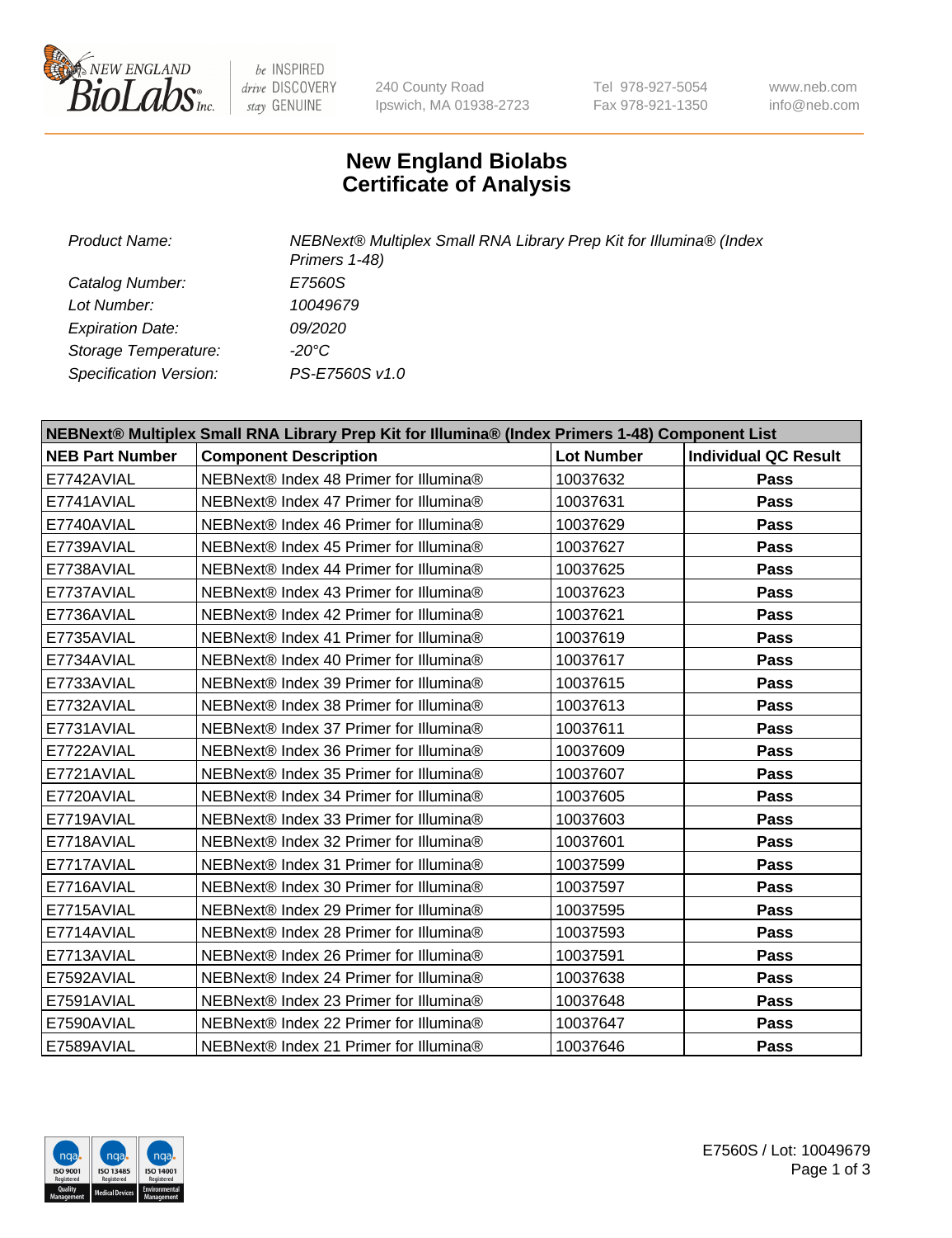# New England Biolabs
# Certificate of Analysis

| | |
|---|---|
| *Product Name:* | *NEBNext® Multiplex Small RNA Library Prep Kit for Illumina® (Index Primers 1-48)* |
| *Catalog Number:* | *E7560S* |
| *Lot Number:* | *10049679* |
| *Expiration Date:* | *09/2020* |
| *Storage Temperature:* | *-20°C* |
| *Specification Version:* | *PS-E7560S v1.0* |

| NEBNext® Multiplex Small RNA Library Prep Kit for Illumina® (Index Primers 1-48) Component List | | | |
|---|---|---|---|
| **NEB Part Number** | **Component Description** | **Lot Number** | **Individual QC Result** |
| E7742AVIAL | NEBNext® Index 48 Primer for Illumina® | 10037632 | **Pass** |
| E7741AVIAL | NEBNext® Index 47 Primer for Illumina® | 10037631 | **Pass** |
| E7740AVIAL | NEBNext® Index 46 Primer for Illumina® | 10037629 | **Pass** |
| E7739AVIAL | NEBNext® Index 45 Primer for Illumina® | 10037627 | **Pass** |
| E7738AVIAL | NEBNext® Index 44 Primer for Illumina® | 10037625 | **Pass** |
| E7737AVIAL | NEBNext® Index 43 Primer for Illumina® | 10037623 | **Pass** |
| E7736AVIAL | NEBNext® Index 42 Primer for Illumina® | 10037621 | **Pass** |
| E7735AVIAL | NEBNext® Index 41 Primer for Illumina® | 10037619 | **Pass** |
| E7734AVIAL | NEBNext® Index 40 Primer for Illumina® | 10037617 | **Pass** |
| E7733AVIAL | NEBNext® Index 39 Primer for Illumina® | 10037615 | **Pass** |
| E7732AVIAL | NEBNext® Index 38 Primer for Illumina® | 10037613 | **Pass** |
| E7731AVIAL | NEBNext® Index 37 Primer for Illumina® | 10037611 | **Pass** |
| E7722AVIAL | NEBNext® Index 36 Primer for Illumina® | 10037609 | **Pass** |
| E7721AVIAL | NEBNext® Index 35 Primer for Illumina® | 10037607 | **Pass** |
| E7720AVIAL | NEBNext® Index 34 Primer for Illumina® | 10037605 | **Pass** |
| E7719AVIAL | NEBNext® Index 33 Primer for Illumina® | 10037603 | **Pass** |
| E7718AVIAL | NEBNext® Index 32 Primer for Illumina® | 10037601 | **Pass** |
| E7717AVIAL | NEBNext® Index 31 Primer for Illumina® | 10037599 | **Pass** |
| E7716AVIAL | NEBNext® Index 30 Primer for Illumina® | 10037597 | **Pass** |
| E7715AVIAL | NEBNext® Index 29 Primer for Illumina® | 10037595 | **Pass** |
| E7714AVIAL | NEBNext® Index 28 Primer for Illumina® | 10037593 | **Pass** |
| E7713AVIAL | NEBNext® Index 26 Primer for Illumina® | 10037591 | **Pass** |
| E7592AVIAL | NEBNext® Index 24 Primer for Illumina® | 10037638 | **Pass** |
| E7591AVIAL | NEBNext® Index 23 Primer for Illumina® | 10037648 | **Pass** |
| E7590AVIAL | NEBNext® Index 22 Primer for Illumina® | 10037647 | **Pass** |
| E7589AVIAL | NEBNext® Index 21 Primer for Illumina® | 10037646 | **Pass** |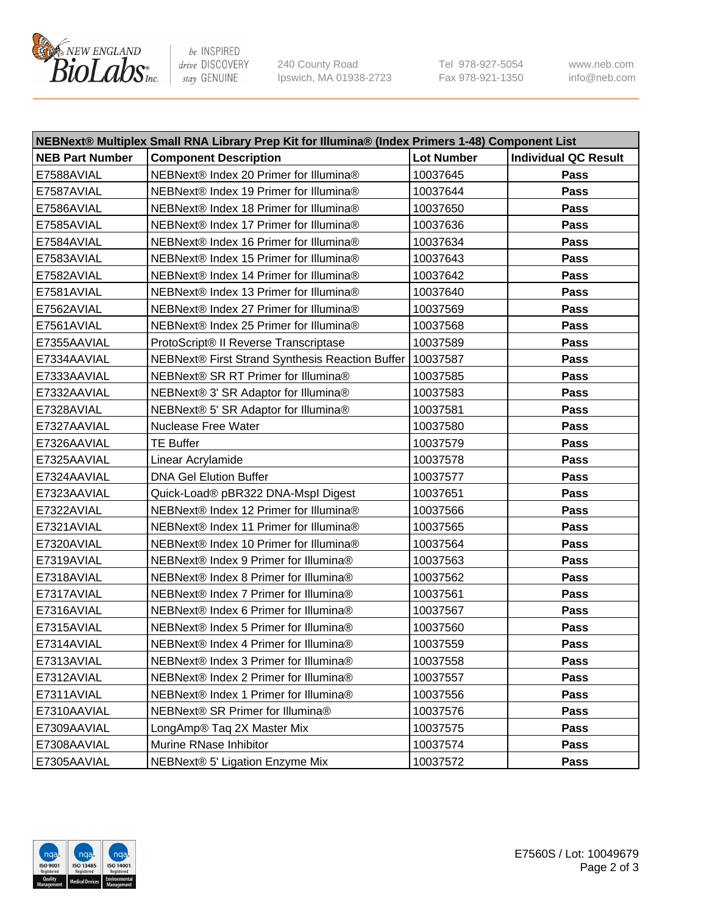| NEBNext® Multiplex Small RNA Library Prep Kit for Illumina® (Index Primers 1-48) Component List | | | |
|---|---|---|---|
| **NEB Part Number** | **Component Description** | **Lot Number** | **Individual QC Result** |
| E7588AVIAL | NEBNext® Index 20 Primer for Illumina® | 10037645 | **Pass** |
| E7587AVIAL | NEBNext® Index 19 Primer for Illumina® | 10037644 | **Pass** |
| E7586AVIAL | NEBNext® Index 18 Primer for Illumina® | 10037650 | **Pass** |
| E7585AVIAL | NEBNext® Index 17 Primer for Illumina® | 10037636 | **Pass** |
| E7584AVIAL | NEBNext® Index 16 Primer for Illumina® | 10037634 | **Pass** |
| E7583AVIAL | NEBNext® Index 15 Primer for Illumina® | 10037643 | **Pass** |
| E7582AVIAL | NEBNext® Index 14 Primer for Illumina® | 10037642 | **Pass** |
| E7581AVIAL | NEBNext® Index 13 Primer for Illumina® | 10037640 | **Pass** |
| E7562AVIAL | NEBNext® Index 27 Primer for Illumina® | 10037569 | **Pass** |
| E7561AVIAL | NEBNext® Index 25 Primer for Illumina® | 10037568 | **Pass** |
| E7355AAVIAL | ProtoScript® II Reverse Transcriptase | 10037589 | **Pass** |
| E7334AAVIAL | NEBNext® First Strand Synthesis Reaction Buffer | 10037587 | **Pass** |
| E7333AAVIAL | NEBNext® SR RT Primer for Illumina® | 10037585 | **Pass** |
| E7332AAVIAL | NEBNext® 3' SR Adaptor for Illumina® | 10037583 | **Pass** |
| E7328AVIAL | NEBNext® 5' SR Adaptor for Illumina® | 10037581 | **Pass** |
| E7327AAVIAL | Nuclease Free Water | 10037580 | **Pass** |
| E7326AAVIAL | TE Buffer | 10037579 | **Pass** |
| E7325AAVIAL | Linear Acrylamide | 10037578 | **Pass** |
| E7324AAVIAL | DNA Gel Elution Buffer | 10037577 | **Pass** |
| E7323AAVIAL | Quick-Load® pBR322 DNA-MspI Digest | 10037651 | **Pass** |
| E7322AVIAL | NEBNext® Index 12 Primer for Illumina® | 10037566 | **Pass** |
| E7321AVIAL | NEBNext® Index 11 Primer for Illumina® | 10037565 | **Pass** |
| E7320AVIAL | NEBNext® Index 10 Primer for Illumina® | 10037564 | **Pass** |
| E7319AVIAL | NEBNext® Index 9 Primer for Illumina® | 10037563 | **Pass** |
| E7318AVIAL | NEBNext® Index 8 Primer for Illumina® | 10037562 | **Pass** |
| E7317AVIAL | NEBNext® Index 7 Primer for Illumina® | 10037561 | **Pass** |
| E7316AVIAL | NEBNext® Index 6 Primer for Illumina® | 10037567 | **Pass** |
| E7315AVIAL | NEBNext® Index 5 Primer for Illumina® | 10037560 | **Pass** |
| E7314AVIAL | NEBNext® Index 4 Primer for Illumina® | 10037559 | **Pass** |
| E7313AVIAL | NEBNext® Index 3 Primer for Illumina® | 10037558 | **Pass** |
| E7312AVIAL | NEBNext® Index 2 Primer for Illumina® | 10037557 | **Pass** |
| E7311AVIAL | NEBNext® Index 1 Primer for Illumina® | 10037556 | **Pass** |
| E7310AAVIAL | NEBNext® SR Primer for Illumina® | 10037576 | **Pass** |
| E7309AAVIAL | LongAmp® Taq 2X Master Mix | 10037575 | **Pass** |
| E7308AAVIAL | Murine RNase Inhibitor | 10037574 | **Pass** |
| E7305AAVIAL | NEBNext® 5' Ligation Enzyme Mix | 10037572 | **Pass** |

E7560S / Lot: 10049679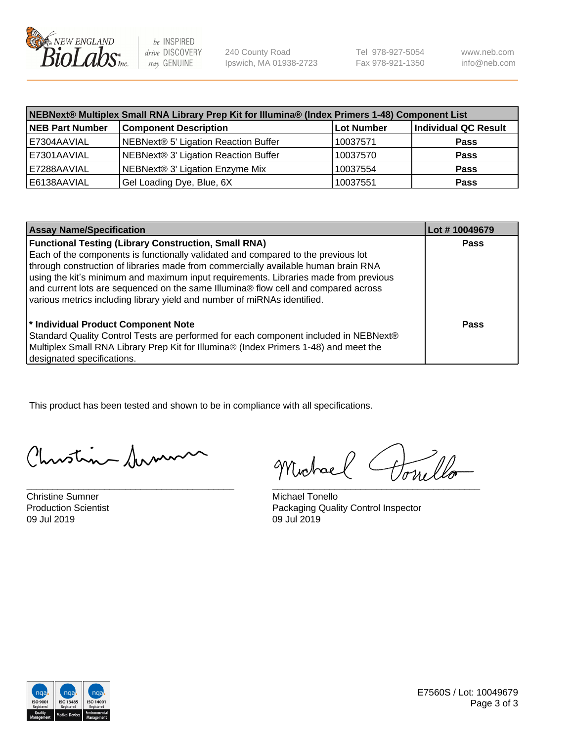240 County Road
Ipswich, MA 01938-2723

Tel 978-927-5054
Fax 978-921-1350

www.neb.com
info@neb.com

| NEBNext® Multiplex Small RNA Library Prep Kit for Illumina® (Index Primers 1-48) Component List | | | |
|---|---|---|---|
| **NEB Part Number** | **Component Description** | **Lot Number** | **Individual QC Result** |
| E7304AAVIAL | NEBNext® 5' Ligation Reaction Buffer | 10037571 | **Pass** |
| E7301AAVIAL | NEBNext® 3' Ligation Reaction Buffer | 10037570 | **Pass** |
| E7288AAVIAL | NEBNext® 3' Ligation Enzyme Mix | 10037554 | **Pass** |
| E6138AAVIAL | Gel Loading Dye, Blue, 6X | 10037551 | **Pass** |

| Assay Name/Specification | Lot # 10049679 |
|---|---|
| **Functional Testing (Library Construction, Small RNA)** Each of the components is functionally validated and compared to the previous lot through construction of libraries made from commercially available human brain RNA using the kit's minimum and maximum input requirements. Libraries made from previous and current lots are sequenced on the same Illumina® flow cell and compared across various metrics including library yield and number of miRNAs identified. | **Pass** |
| **\* Individual Product Component Note** Standard Quality Control Tests are performed for each component included in NEBNext® Multiplex Small RNA Library Prep Kit for Illumina® (Index Primers 1-48) and meet the designated specifications. | **Pass** |

This product has been tested and shown to be in compliance with all specifications.

Christine Sumner
Production Scientist
09 Jul 2019

Michael Tonello
Packaging Quality Control Inspector
09 Jul 2019

E7560S / Lot: 10049679